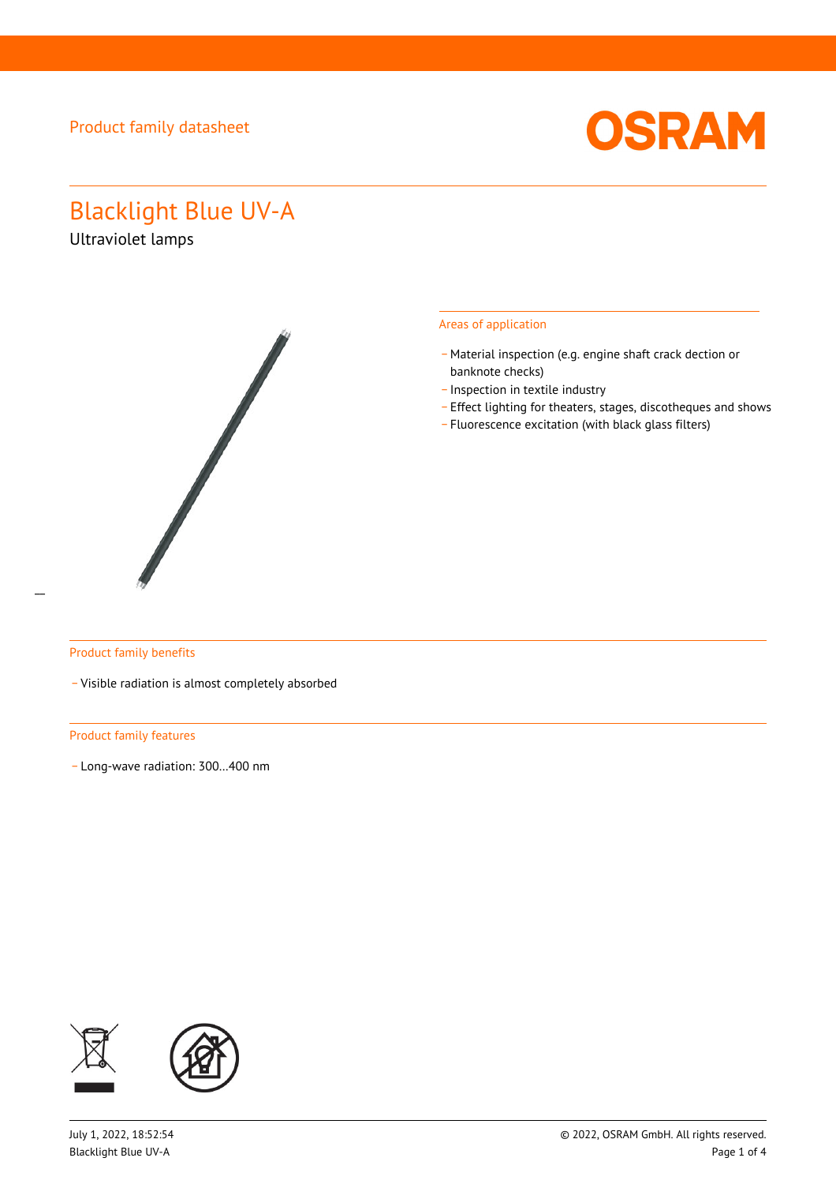Product family datasheet

# Blacklight Blue UV-A

Ultraviolet lamps

## Areas of application

- Material inspection (e.g. engine shaft crack dection or banknote checks)
- Inspection in textile industry
- Effect lighting for theaters, stages, discotheques and shows
- Fluorescence excitation (with black glass filters)

## Product family benefits

- Visible radiation is almost completely absorbed

## Product family features

- Long-wave radiation: 300…400 nm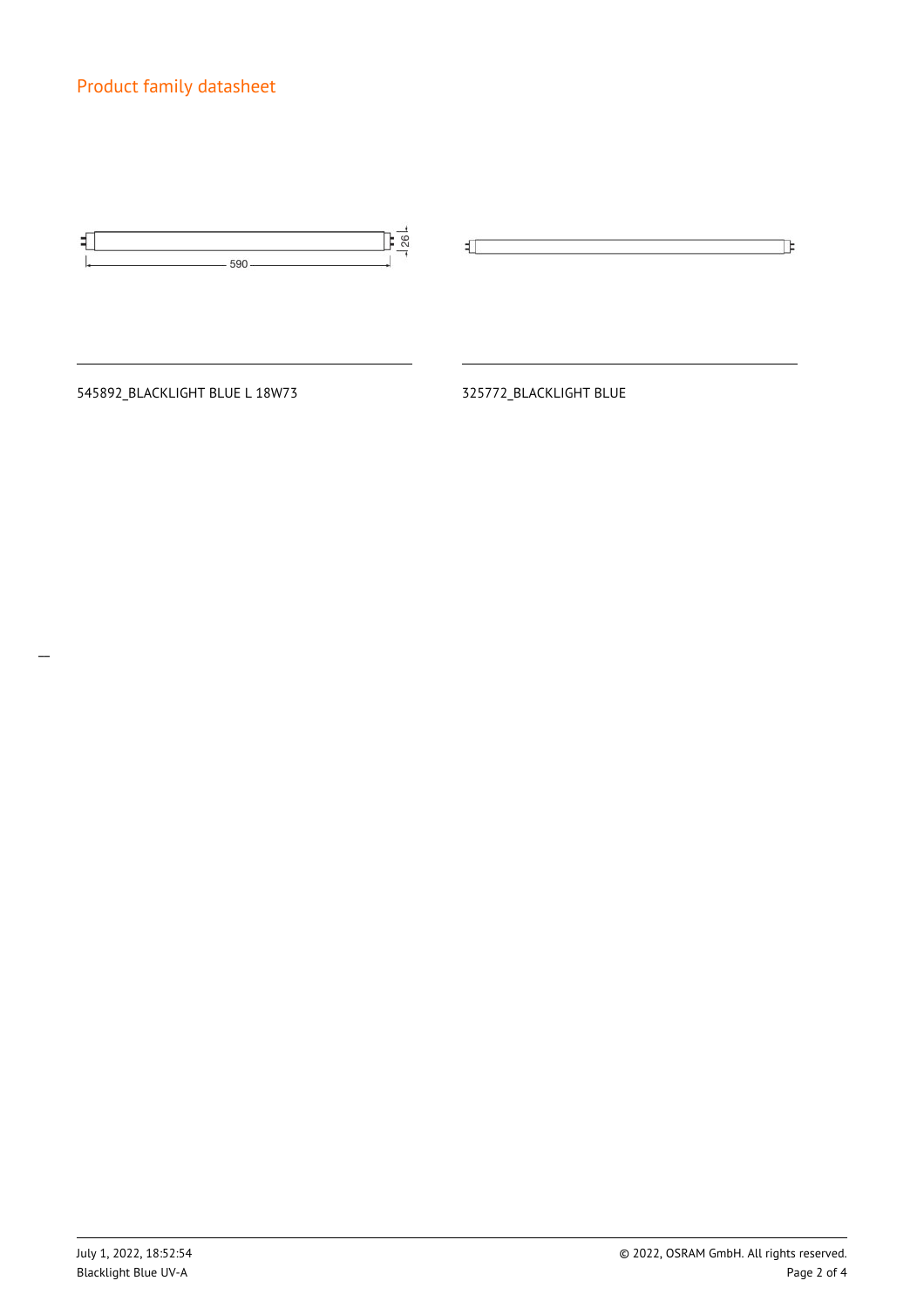Product family datasheet

590

26

545892_BLACKLIGHT BLUE L 18W73

325772_BLACKLIGHT BLUE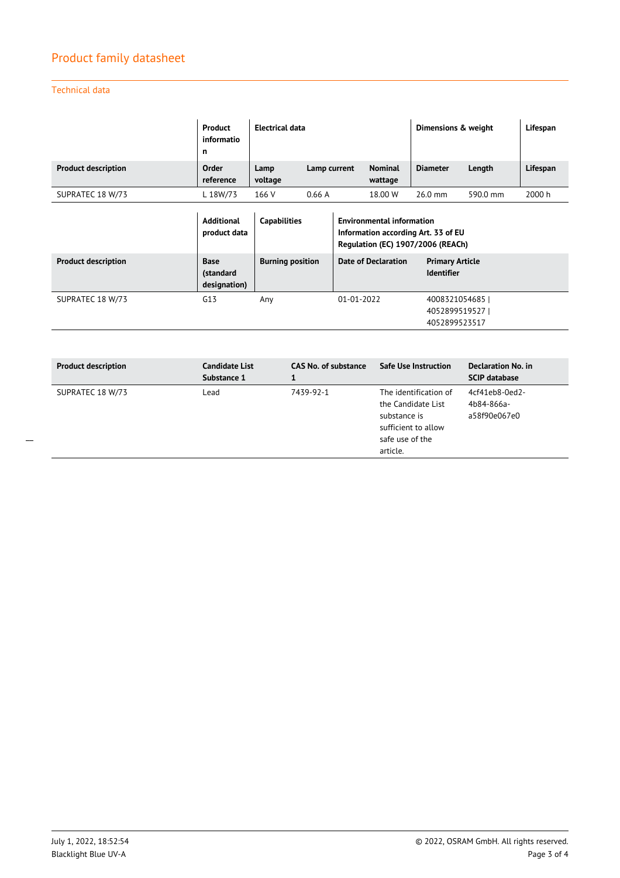## Product family datasheet

### Technical data

| | Product information | Electrical data | | | Dimensions & weight | | Lifespan |
|---|---|---|---|---|---|---|---|
| **Product description** | **Order reference** | **Lamp voltage** | **Lamp current** | **Nominal wattage** | **Diameter** | **Length** | **Lifespan** |
| SUPRATEC 18 W/73 | L 18W/73 | 166 V | 0.66 A | 18.00 W | 26.0 mm | 590.0 mm | 2000 h |

| | Additional product data | Capabilities | Environmental information Information according Art. 33 of EU Regulation (EC) 1907/2006 (REACh) | |
|---|---|---|---|---|
| **Product description** | **Base (standard designation)** | **Burning position** | **Date of Declaration** | **Primary Article Identifier** |
| SUPRATEC 18 W/73 | G13 | Any | 01-01-2022 | 4008321054685 \| 4052899519527 \| 4052899523517 |

| Product description | Candidate List Substance 1 | CAS No. of substance 1 | Safe Use Instruction | Declaration No. in SCIP database |
|---|---|---|---|---|
| SUPRATEC 18 W/73 | Lead | 7439-92-1 | The identification of the Candidate List substance is sufficient to allow safe use of the article. | 4cf41eb8-0ed2-4b84-866a-a58f90e067e0 |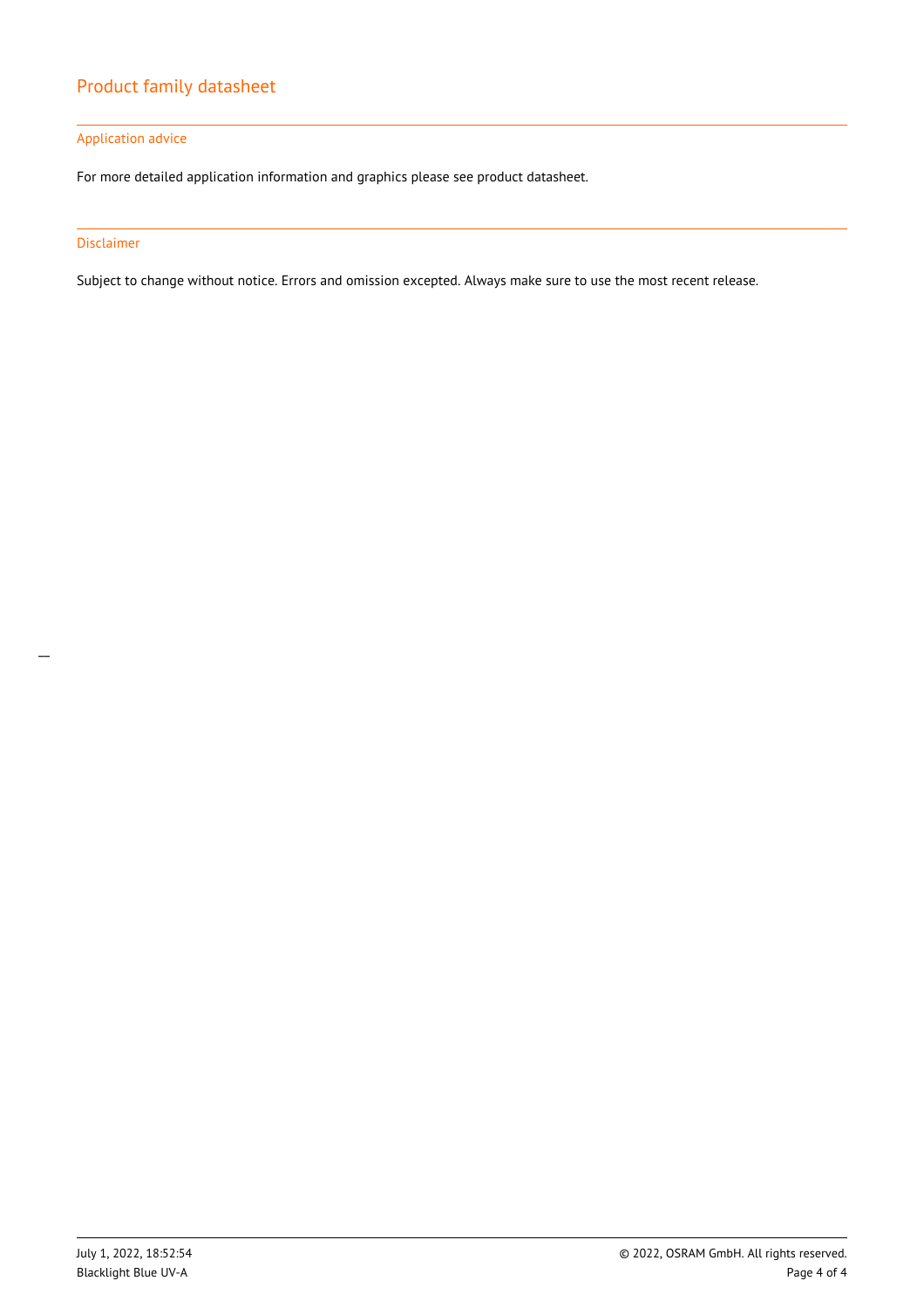## Application advice

For more detailed application information and graphics please see product datasheet.

## Disclaimer

Subject to change without notice. Errors and omission excepted. Always make sure to use the most recent release.